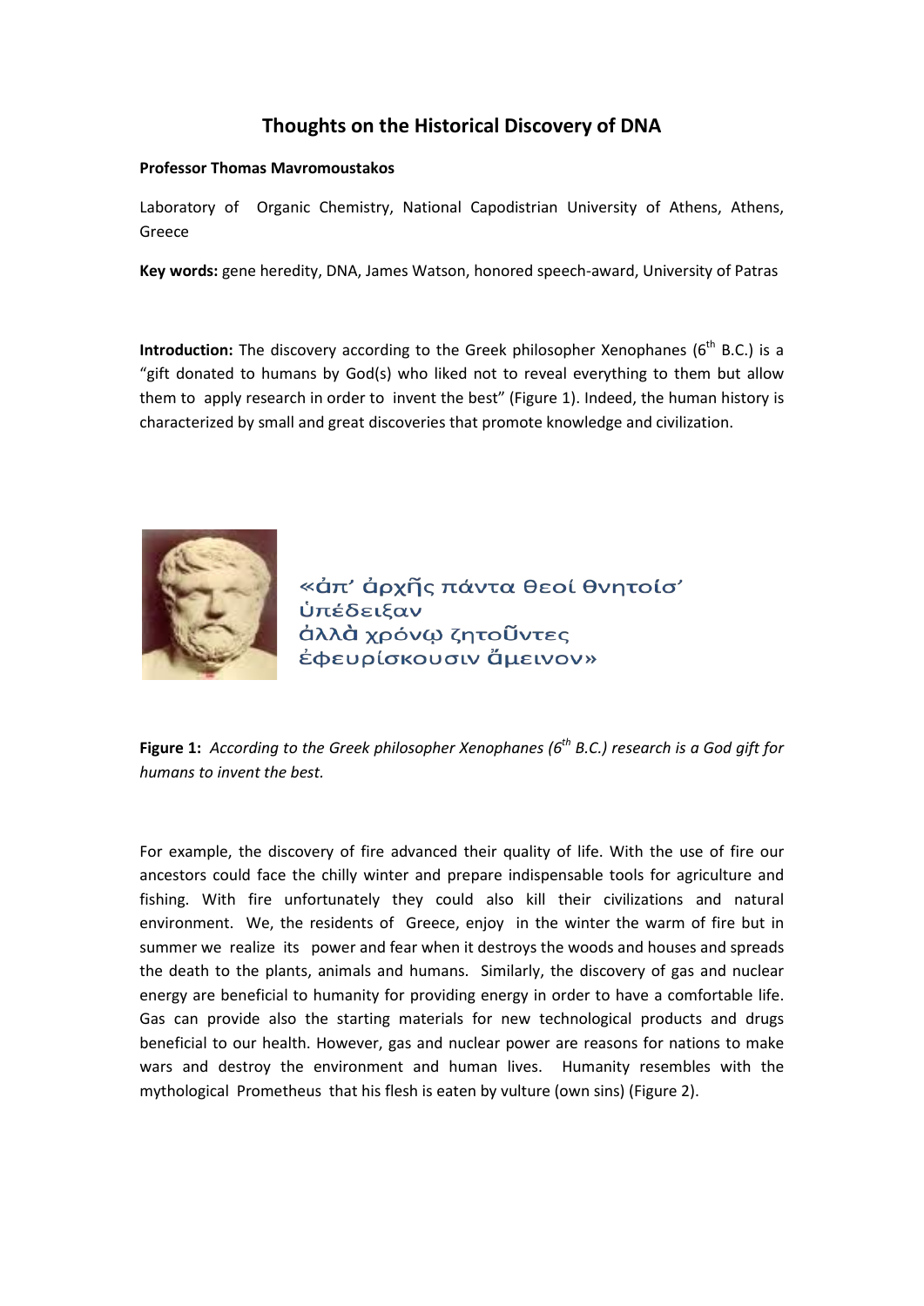# Thoughts on the Historical Discovery of DNA

**Professor Thomas Mavromoustakos**

Laboratory of Organic Chemistry, National Capodistrian University of Athens, Athens, Greece

**Key words:** gene heredity, DNA, James Watson, honored speech-award, University of Patras

**Introduction:** The discovery according to the Greek philosopher Xenophanes (6th B.C.) is a "gift donated to humans by God(s) who liked not to reveal everything to them but allow them to apply research in order to invent the best" (Figure 1). Indeed, the human history is characterized by small and great discoveries that promote knowledge and civilization.

«ἀπ' ἀρχῆς πάντα θεοί θνητοίσ' ὑπέδειξαν
ἀλλὰ χρόνῳ ζητοῦντες ἐφευρίσκουσιν ἄμεινον»

**Figure 1:** *According to the Greek philosopher Xenophanes (6th B.C.) research is a God gift for humans to invent the best.*

For example, the discovery of fire advanced their quality of life. With the use of fire our ancestors could face the chilly winter and prepare indispensable tools for agriculture and fishing. With fire unfortunately they could also kill their civilizations and natural environment. We, the residents of Greece, enjoy in the winter the warm of fire but in summer we realize its power and fear when it destroys the woods and houses and spreads the death to the plants, animals and humans. Similarly, the discovery of gas and nuclear energy are beneficial to humanity for providing energy in order to have a comfortable life. Gas can provide also the starting materials for new technological products and drugs beneficial to our health. However, gas and nuclear power are reasons for nations to make wars and destroy the environment and human lives. Humanity resembles with the mythological Prometheus that his flesh is eaten by vulture (own sins) (Figure 2).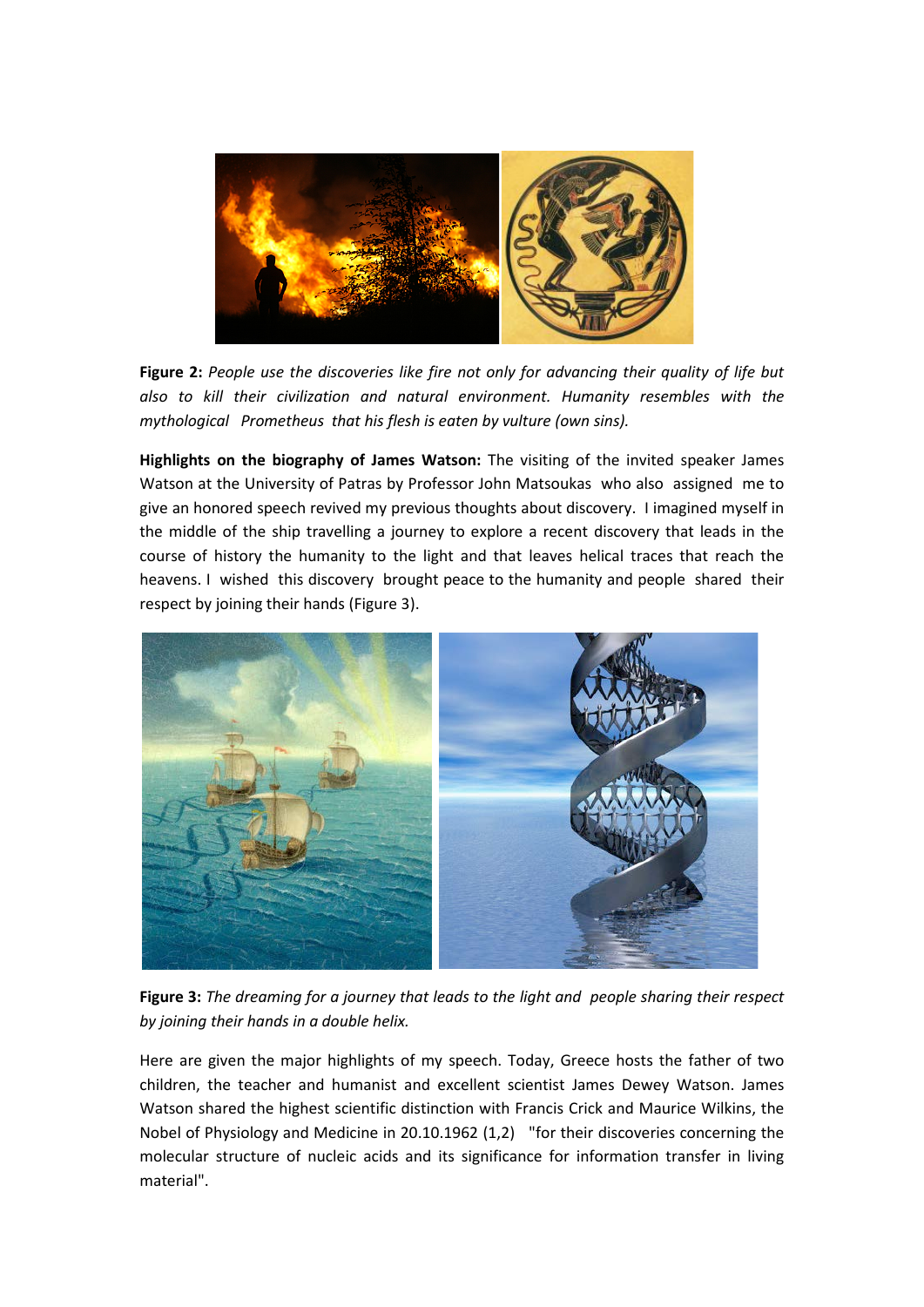**Figure 2:** *People use the discoveries like fire not only for advancing their quality of life but also to kill their civilization and natural environment. Humanity resembles with the mythological Prometheus that his flesh is eaten by vulture (own sins).*

**Highlights on the biography of James Watson:** The visiting of the invited speaker James Watson at the University of Patras by Professor John Matsoukas who also assigned me to give an honored speech revived my previous thoughts about discovery. I imagined myself in the middle of the ship travelling a journey to explore a recent discovery that leads in the course of history the humanity to the light and that leaves helical traces that reach the heavens. I wished this discovery brought peace to the humanity and people shared their respect by joining their hands (Figure 3).

**Figure 3:** *The dreaming for a journey that leads to the light and people sharing their respect by joining their hands in a double helix.*

Here are given the major highlights of my speech. Today, Greece hosts the father of two children, the teacher and humanist and excellent scientist James Dewey Watson. James Watson shared the highest scientific distinction with Francis Crick and Maurice Wilkins, the Nobel of Physiology and Medicine in 20.10.1962 (1,2) "for their discoveries concerning the molecular structure of nucleic acids and its significance for information transfer in living material".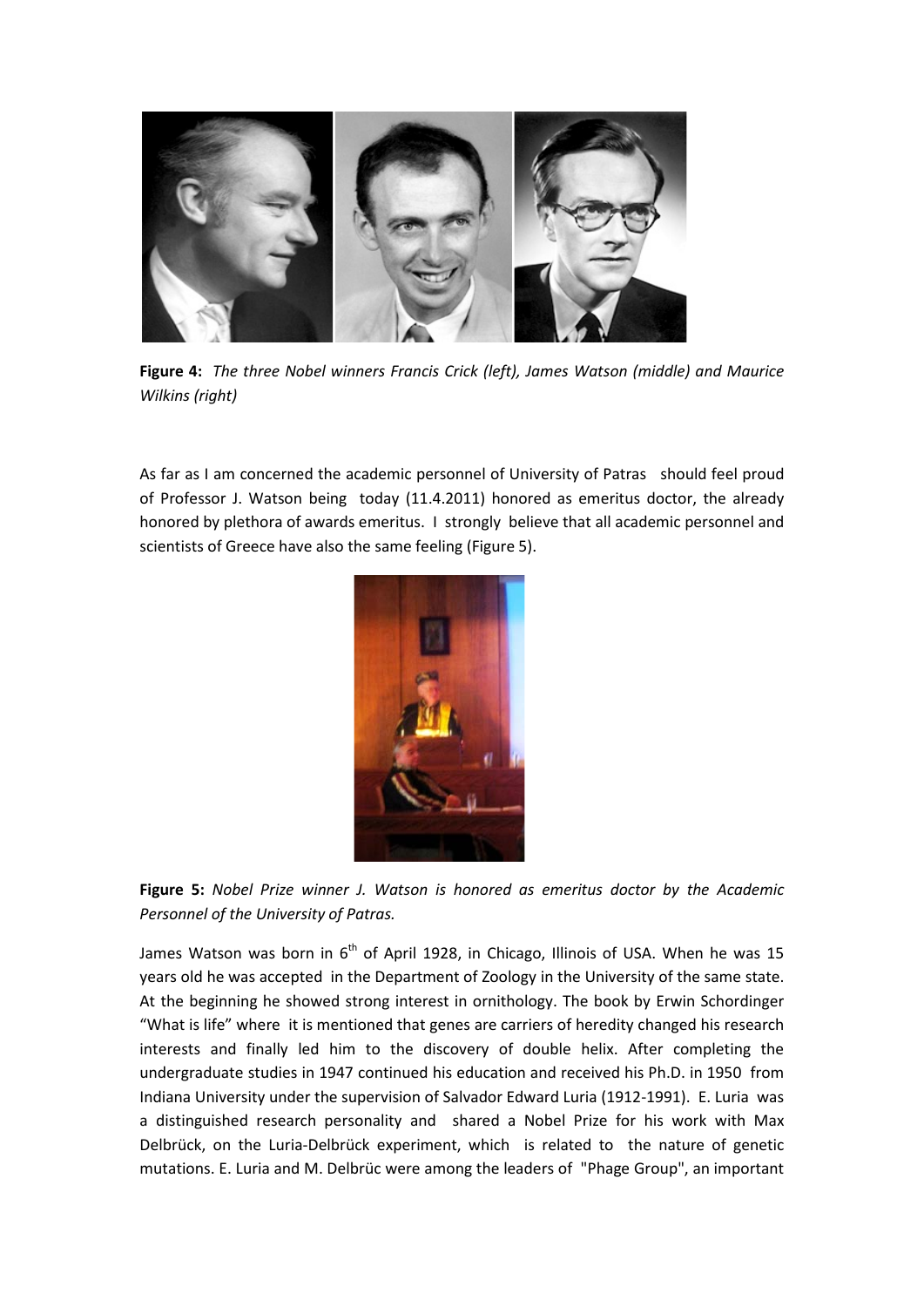**Figure 4:** *The three Nobel winners Francis Crick (left), James Watson (middle) and Maurice Wilkins (right)*

As far as I am concerned the academic personnel of University of Patras should feel proud of Professor J. Watson being today (11.4.2011) honored as emeritus doctor, the already honored by plethora of awards emeritus. I strongly believe that all academic personnel and scientists of Greece have also the same feeling (Figure 5).

**Figure 5:** *Nobel Prize winner J. Watson is honored as emeritus doctor by the Academic Personnel of the University of Patras.*

James Watson was born in 6th of April 1928, in Chicago, Illinois of USA. When he was 15 years old he was accepted in the Department of Zoology in the University of the same state. At the beginning he showed strong interest in ornithology. The book by Erwin Schordinger "What is life" where it is mentioned that genes are carriers of heredity changed his research interests and finally led him to the discovery of double helix. After completing the undergraduate studies in 1947 continued his education and received his Ph.D. in 1950 from Indiana University under the supervision of Salvador Edward Luria (1912-1991). E. Luria was a distinguished research personality and shared a Nobel Prize for his work with Max Delbrück, on the Luria-Delbrück experiment, which is related to the nature of genetic mutations. E. Luria and M. Delbrüc were among the leaders of "Phage Group", an important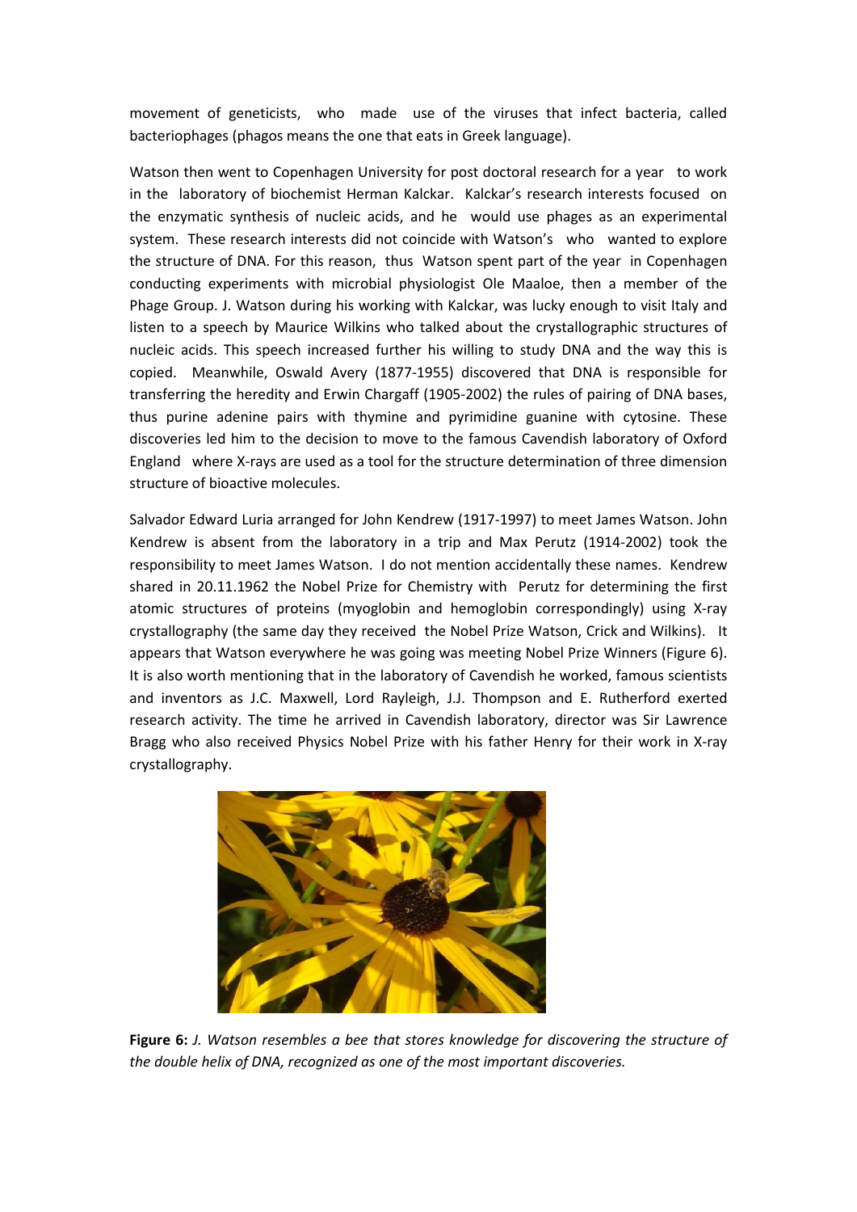movement of geneticists, who made use of the viruses that infect bacteria, called bacteriophages (phagos means the one that eats in Greek language).

Watson then went to Copenhagen University for post doctoral research for a year to work in the laboratory of biochemist Herman Kalckar. Kalckar's research interests focused on the enzymatic synthesis of nucleic acids, and he would use phages as an experimental system. These research interests did not coincide with Watson's who wanted to explore the structure of DNA. For this reason, thus Watson spent part of the year in Copenhagen conducting experiments with microbial physiologist Ole Maaloe, then a member of the Phage Group. J. Watson during his working with Kalckar, was lucky enough to visit Italy and listen to a speech by Maurice Wilkins who talked about the crystallographic structures of nucleic acids. This speech increased further his willing to study DNA and the way this is copied. Meanwhile, Oswald Avery (1877-1955) discovered that DNA is responsible for transferring the heredity and Erwin Chargaff (1905-2002) the rules of pairing of DNA bases, thus purine adenine pairs with thymine and pyrimidine guanine with cytosine. These discoveries led him to the decision to move to the famous Cavendish laboratory of Oxford England where X-rays are used as a tool for the structure determination of three dimension structure of bioactive molecules.

Salvador Edward Luria arranged for John Kendrew (1917-1997) to meet James Watson. John Kendrew is absent from the laboratory in a trip and Max Perutz (1914-2002) took the responsibility to meet James Watson. I do not mention accidentally these names. Kendrew shared in 20.11.1962 the Nobel Prize for Chemistry with Perutz for determining the first atomic structures of proteins (myoglobin and hemoglobin correspondingly) using X-ray crystallography (the same day they received the Nobel Prize Watson, Crick and Wilkins). It appears that Watson everywhere he was going was meeting Nobel Prize Winners (Figure 6). It is also worth mentioning that in the laboratory of Cavendish he worked, famous scientists and inventors as J.C. Maxwell, Lord Rayleigh, J.J. Thompson and E. Rutherford exerted research activity. The time he arrived in Cavendish laboratory, director was Sir Lawrence Bragg who also received Physics Nobel Prize with his father Henry for their work in X-ray crystallography.

**Figure 6:** *J. Watson resembles a bee that stores knowledge for discovering the structure of the double helix of DNA, recognized as one of the most important discoveries.*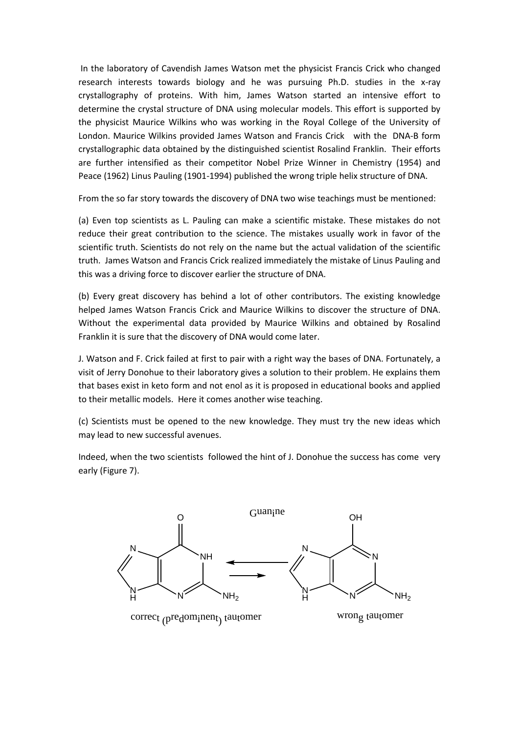In the laboratory of Cavendish James Watson met the physicist Francis Crick who changed research interests towards biology and he was pursuing Ph.D. studies in the x-ray crystallography of proteins. With him, James Watson started an intensive effort to determine the crystal structure of DNA using molecular models. This effort is supported by the physicist Maurice Wilkins who was working in the Royal College of the University of London. Maurice Wilkins provided James Watson and Francis Crick with the DNA-B form crystallographic data obtained by the distinguished scientist Rosalind Franklin. Their efforts are further intensified as their competitor Nobel Prize Winner in Chemistry (1954) and Peace (1962) Linus Pauling (1901-1994) published the wrong triple helix structure of DNA.

From the so far story towards the discovery of DNA two wise teachings must be mentioned:

(a) Even top scientists as L. Pauling can make a scientific mistake. These mistakes do not reduce their great contribution to the science. The mistakes usually work in favor of the scientific truth. Scientists do not rely on the name but the actual validation of the scientific truth. James Watson and Francis Crick realized immediately the mistake of Linus Pauling and this was a driving force to discover earlier the structure of DNA.

(b) Every great discovery has behind a lot of other contributors. The existing knowledge helped James Watson Francis Crick and Maurice Wilkins to discover the structure of DNA. Without the experimental data provided by Maurice Wilkins and obtained by Rosalind Franklin it is sure that the discovery of DNA would come later.

J. Watson and F. Crick failed at first to pair with a right way the bases of DNA. Fortunately, a visit of Jerry Donohue to their laboratory gives a solution to their problem. He explains them that bases exist in keto form and not enol as it is proposed in educational books and applied to their metallic models. Here it comes another wise teaching.

(c) Scientists must be opened to the new knowledge. They must try the new ideas which may lead to new successful avenues.

Indeed, when the two scientists followed the hint of J. Donohue the success has come very early (Figure 7).

Guanine

correct (predominent) tautomer ⇌ wrong tautomer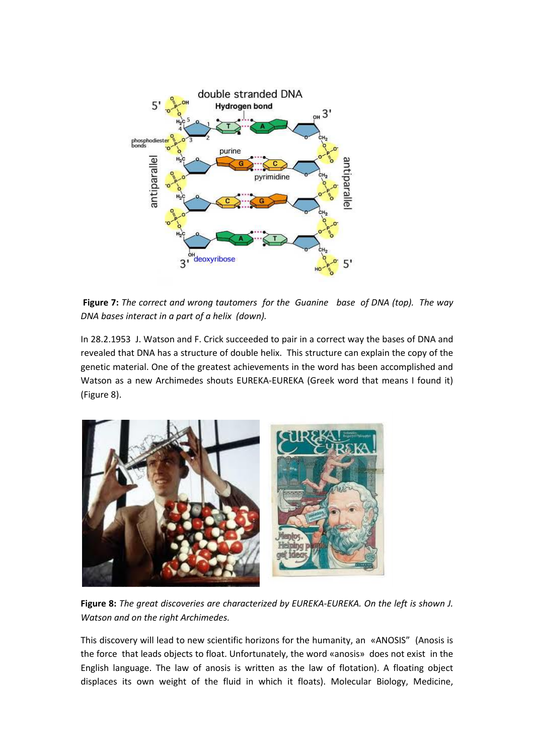**Figure 7:** *The correct and wrong tautomers for the Guanine base of DNA (top). The way DNA bases interact in a part of a helix (down).*

In 28.2.1953 J. Watson and F. Crick succeeded to pair in a correct way the bases of DNA and revealed that DNA has a structure of double helix. This structure can explain the copy of the genetic material. One of the greatest achievements in the word has been accomplished and Watson as a new Archimedes shouts EUREKA-EUREKA (Greek word that means I found it) (Figure 8).

**Figure 8:** *The great discoveries are characterized by EUREKA-EUREKA. On the left is shown J. Watson and on the right Archimedes.*

This discovery will lead to new scientific horizons for the humanity, an «ANOSIS" (Anosis is the force that leads objects to float. Unfortunately, the word «anosis» does not exist in the English language. The law of anosis is written as the law of flotation). A floating object displaces its own weight of the fluid in which it floats). Molecular Biology, Medicine,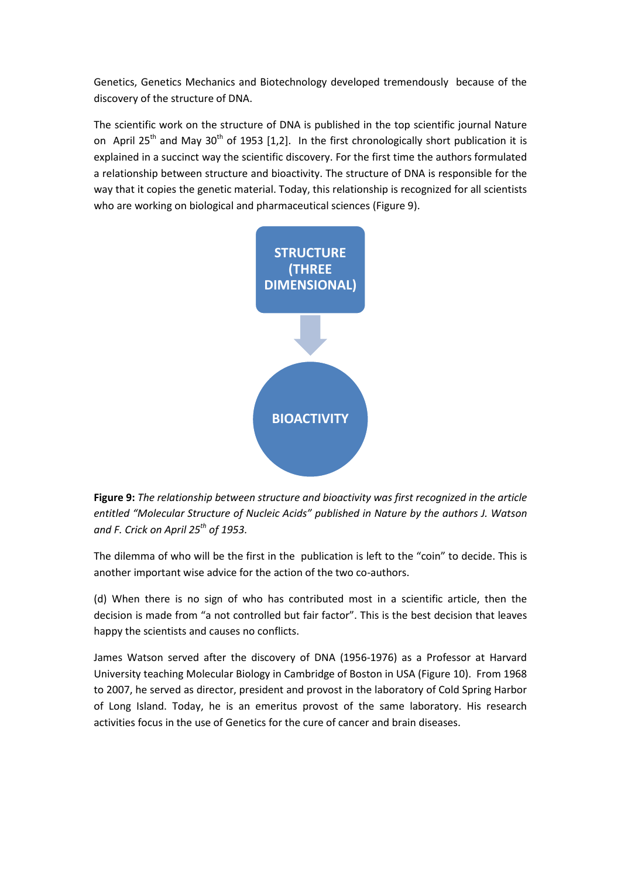Genetics, Genetics Mechanics and Biotechnology developed tremendously because of the discovery of the structure of DNA.

The scientific work on the structure of DNA is published in the top scientific journal Nature on April 25th and May 30th of 1953 [1,2]. In the first chronologically short publication it is explained in a succinct way the scientific discovery. For the first time the authors formulated a relationship between structure and bioactivity. The structure of DNA is responsible for the way that it copies the genetic material. Today, this relationship is recognized for all scientists who are working on biological and pharmaceutical sciences (Figure 9).

STRUCTURE (THREE DIMENSIONAL)

BIOACTIVITY

**Figure 9:** *The relationship between structure and bioactivity was first recognized in the article entitled "Molecular Structure of Nucleic Acids" published in Nature by the authors J. Watson and F. Crick on April 25th of 1953.*

The dilemma of who will be the first in the publication is left to the "coin" to decide. This is another important wise advice for the action of the two co-authors.

(d) When there is no sign of who has contributed most in a scientific article, then the decision is made from "a not controlled but fair factor". This is the best decision that leaves happy the scientists and causes no conflicts.

James Watson served after the discovery of DNA (1956-1976) as a Professor at Harvard University teaching Molecular Biology in Cambridge of Boston in USA (Figure 10). From 1968 to 2007, he served as director, president and provost in the laboratory of Cold Spring Harbor of Long Island. Today, he is an emeritus provost of the same laboratory. His research activities focus in the use of Genetics for the cure of cancer and brain diseases.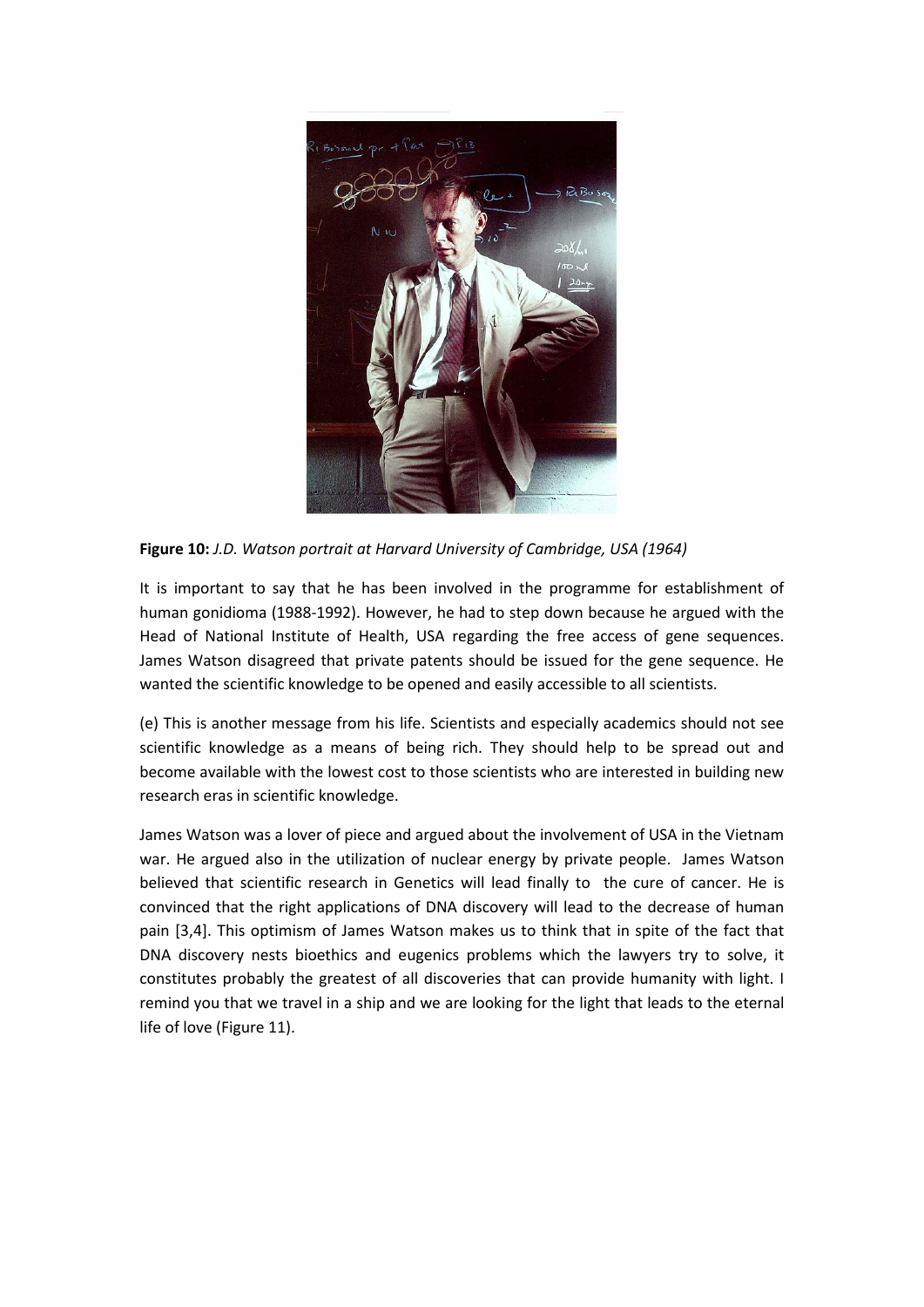**Figure 10:** *J.D. Watson portrait at Harvard University of Cambridge, USA (1964)*

It is important to say that he has been involved in the programme for establishment of human gonidioma (1988-1992). However, he had to step down because he argued with the Head of National Institute of Health, USA regarding the free access of gene sequences. James Watson disagreed that private patents should be issued for the gene sequence. He wanted the scientific knowledge to be opened and easily accessible to all scientists.

(e) This is another message from his life. Scientists and especially academics should not see scientific knowledge as a means of being rich. They should help to be spread out and become available with the lowest cost to those scientists who are interested in building new research eras in scientific knowledge.

James Watson was a lover of piece and argued about the involvement of USA in the Vietnam war. He argued also in the utilization of nuclear energy by private people. James Watson believed that scientific research in Genetics will lead finally to the cure of cancer. He is convinced that the right applications of DNA discovery will lead to the decrease of human pain [3,4]. This optimism of James Watson makes us to think that in spite of the fact that DNA discovery nests bioethics and eugenics problems which the lawyers try to solve, it constitutes probably the greatest of all discoveries that can provide humanity with light. I remind you that we travel in a ship and we are looking for the light that leads to the eternal life of love (Figure 11).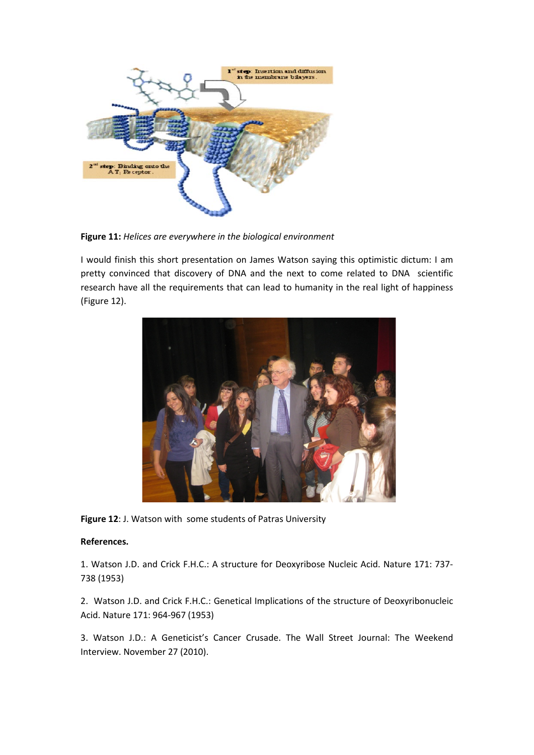**Figure 11:** *Helices are everywhere in the biological environment*

I would finish this short presentation on James Watson saying this optimistic dictum: I am pretty convinced that discovery of DNA and the next to come related to DNA scientific research have all the requirements that can lead to humanity in the real light of happiness (Figure 12).

**Figure 12**: J. Watson with some students of Patras University

**References.**

1. Watson J.D. and Crick F.H.C.: A structure for Deoxyribose Nucleic Acid. Nature 171: 737-738 (1953)

2. Watson J.D. and Crick F.H.C.: Genetical Implications of the structure of Deoxyribonucleic Acid. Nature 171: 964-967 (1953)

3. Watson J.D.: A Geneticist's Cancer Crusade. The Wall Street Journal: The Weekend Interview. November 27 (2010).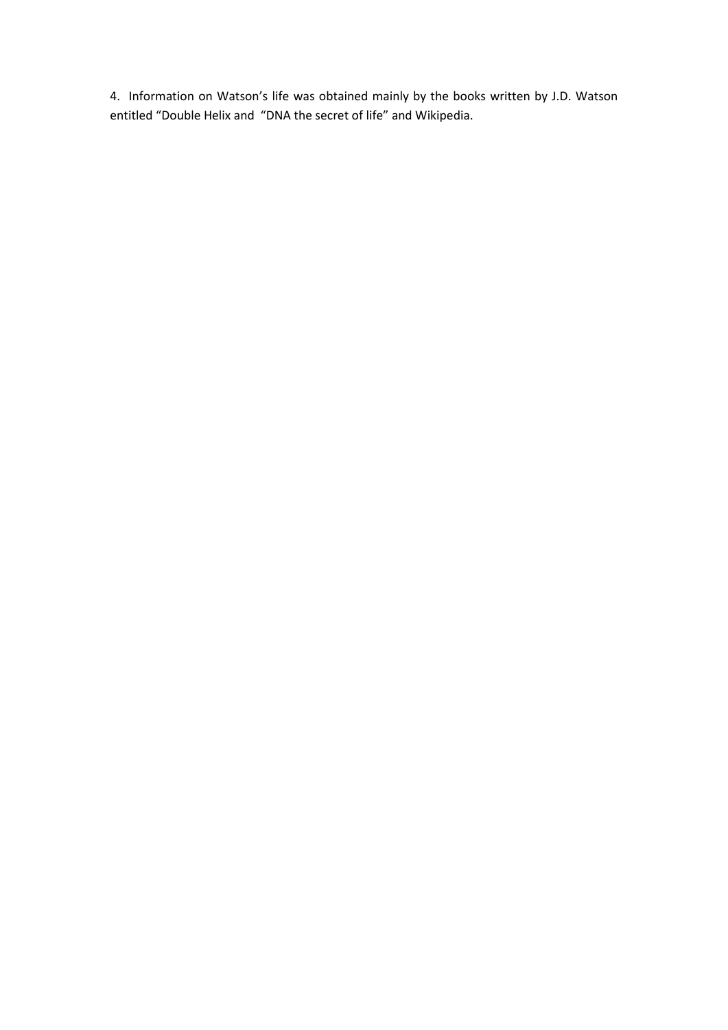4. Information on Watson's life was obtained mainly by the books written by J.D. Watson entitled "Double Helix and "DNA the secret of life" and Wikipedia.